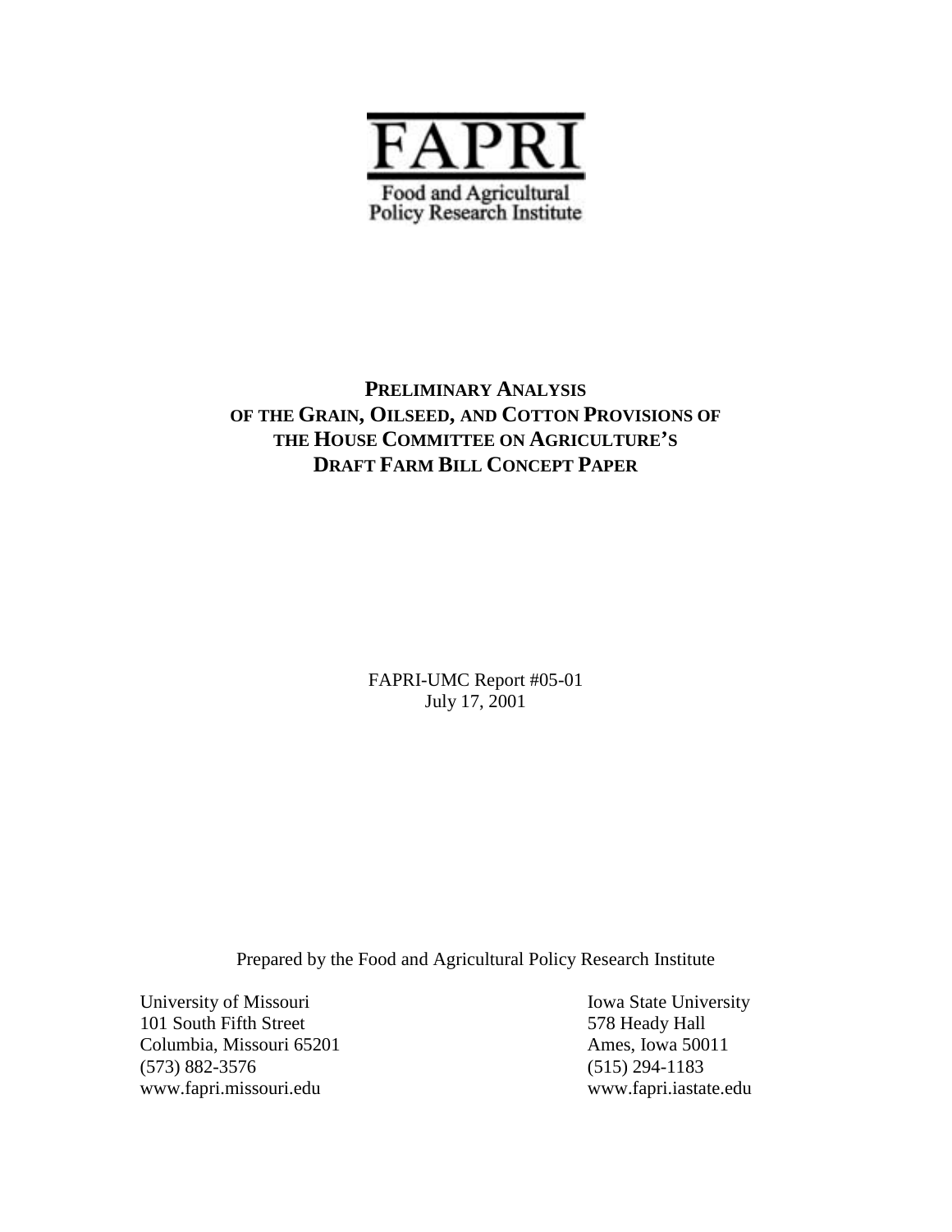# FAPRI

Food and Agricultural Policy Research Institute

# PRELIMINARY ANALYSIS OF THE GRAIN, OILSEED, AND COTTON PROVISIONS OF THE HOUSE COMMITTEE ON AGRICULTURE'S DRAFT FARM BILL CONCEPT PAPER

FAPRI-UMC Report #05-01
July 17, 2001

Prepared by the Food and Agricultural Policy Research Institute

University of Missouri
101 South Fifth Street
Columbia, Missouri 65201
(573) 882-3576
www.fapri.missouri.edu

Iowa State University
578 Heady Hall
Ames, Iowa 50011
(515) 294-1183
www.fapri.iastate.edu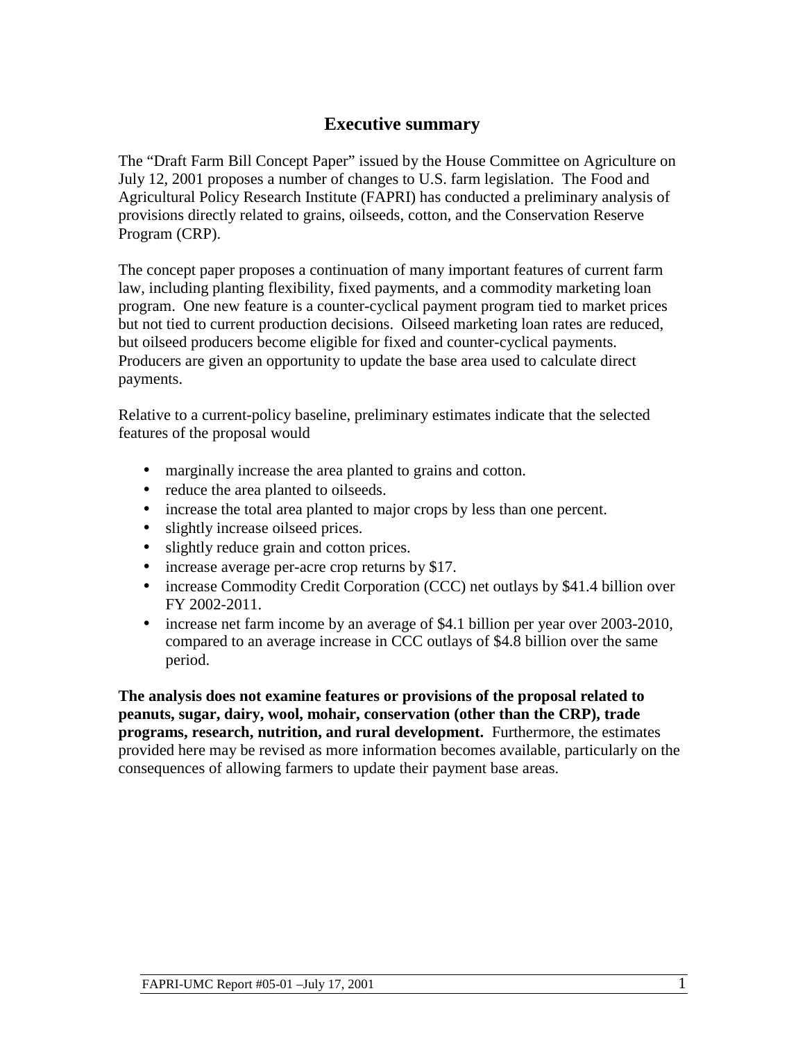## Executive summary

The "Draft Farm Bill Concept Paper" issued by the House Committee on Agriculture on July 12, 2001 proposes a number of changes to U.S. farm legislation. The Food and Agricultural Policy Research Institute (FAPRI) has conducted a preliminary analysis of provisions directly related to grains, oilseeds, cotton, and the Conservation Reserve Program (CRP).

The concept paper proposes a continuation of many important features of current farm law, including planting flexibility, fixed payments, and a commodity marketing loan program. One new feature is a counter-cyclical payment program tied to market prices but not tied to current production decisions. Oilseed marketing loan rates are reduced, but oilseed producers become eligible for fixed and counter-cyclical payments. Producers are given an opportunity to update the base area used to calculate direct payments.

Relative to a current-policy baseline, preliminary estimates indicate that the selected features of the proposal would

- marginally increase the area planted to grains and cotton.
- reduce the area planted to oilseeds.
- increase the total area planted to major crops by less than one percent.
- slightly increase oilseed prices.
- slightly reduce grain and cotton prices.
- increase average per-acre crop returns by $17.
- increase Commodity Credit Corporation (CCC) net outlays by $41.4 billion over FY 2002-2011.
- increase net farm income by an average of $4.1 billion per year over 2003-2010, compared to an average increase in CCC outlays of $4.8 billion over the same period.

**The analysis does not examine features or provisions of the proposal related to peanuts, sugar, dairy, wool, mohair, conservation (other than the CRP), trade programs, research, nutrition, and rural development.** Furthermore, the estimates provided here may be revised as more information becomes available, particularly on the consequences of allowing farmers to update their payment base areas.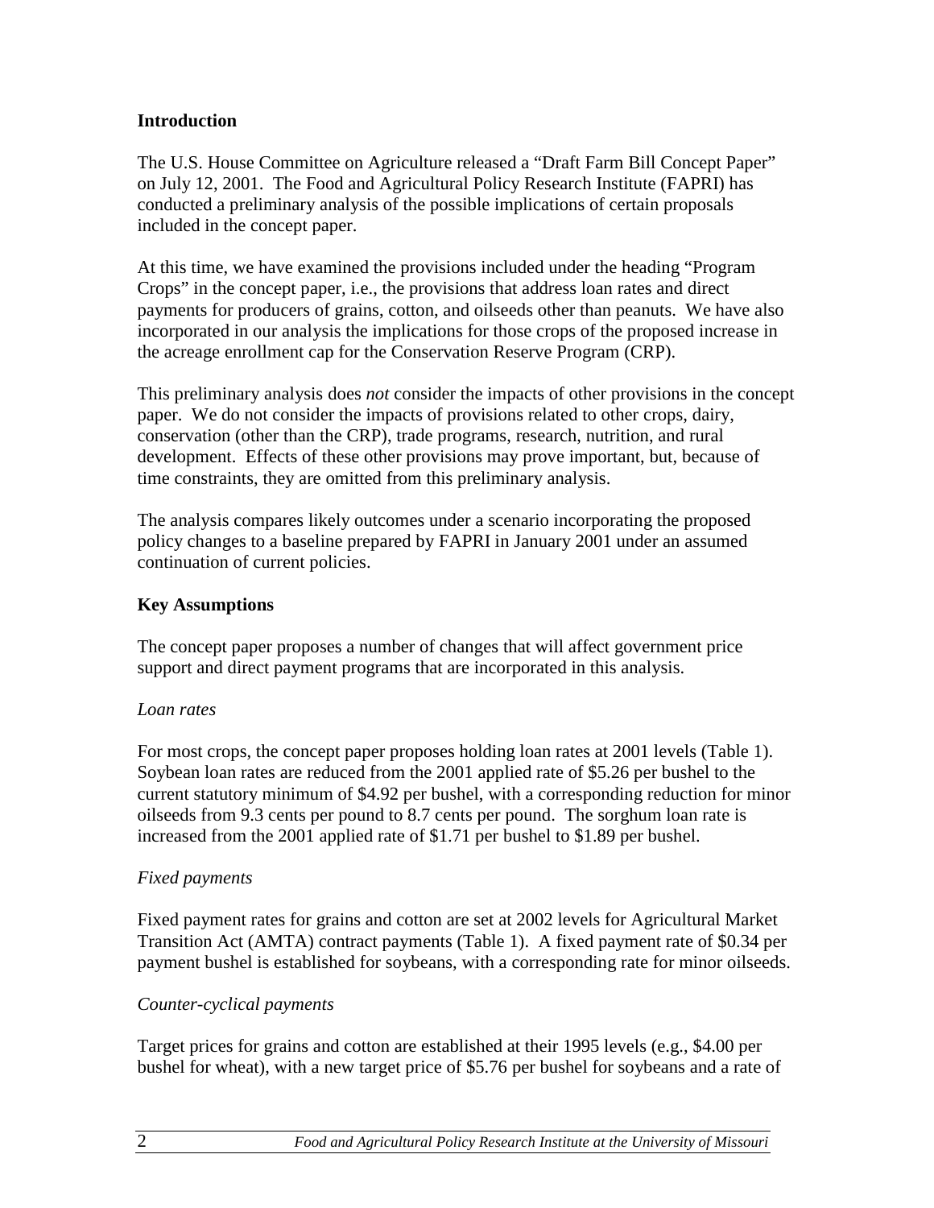## Introduction

The U.S. House Committee on Agriculture released a "Draft Farm Bill Concept Paper" on July 12, 2001. The Food and Agricultural Policy Research Institute (FAPRI) has conducted a preliminary analysis of the possible implications of certain proposals included in the concept paper.

At this time, we have examined the provisions included under the heading "Program Crops" in the concept paper, i.e., the provisions that address loan rates and direct payments for producers of grains, cotton, and oilseeds other than peanuts. We have also incorporated in our analysis the implications for those crops of the proposed increase in the acreage enrollment cap for the Conservation Reserve Program (CRP).

This preliminary analysis does *not* consider the impacts of other provisions in the concept paper. We do not consider the impacts of provisions related to other crops, dairy, conservation (other than the CRP), trade programs, research, nutrition, and rural development. Effects of these other provisions may prove important, but, because of time constraints, they are omitted from this preliminary analysis.

The analysis compares likely outcomes under a scenario incorporating the proposed policy changes to a baseline prepared by FAPRI in January 2001 under an assumed continuation of current policies.

## Key Assumptions

The concept paper proposes a number of changes that will affect government price support and direct payment programs that are incorporated in this analysis.

### *Loan rates*

For most crops, the concept paper proposes holding loan rates at 2001 levels (Table 1). Soybean loan rates are reduced from the 2001 applied rate of $5.26 per bushel to the current statutory minimum of $4.92 per bushel, with a corresponding reduction for minor oilseeds from 9.3 cents per pound to 8.7 cents per pound. The sorghum loan rate is increased from the 2001 applied rate of $1.71 per bushel to $1.89 per bushel.

### *Fixed payments*

Fixed payment rates for grains and cotton are set at 2002 levels for Agricultural Market Transition Act (AMTA) contract payments (Table 1). A fixed payment rate of $0.34 per payment bushel is established for soybeans, with a corresponding rate for minor oilseeds.

### *Counter-cyclical payments*

Target prices for grains and cotton are established at their 1995 levels (e.g., $4.00 per bushel for wheat), with a new target price of $5.76 per bushel for soybeans and a rate of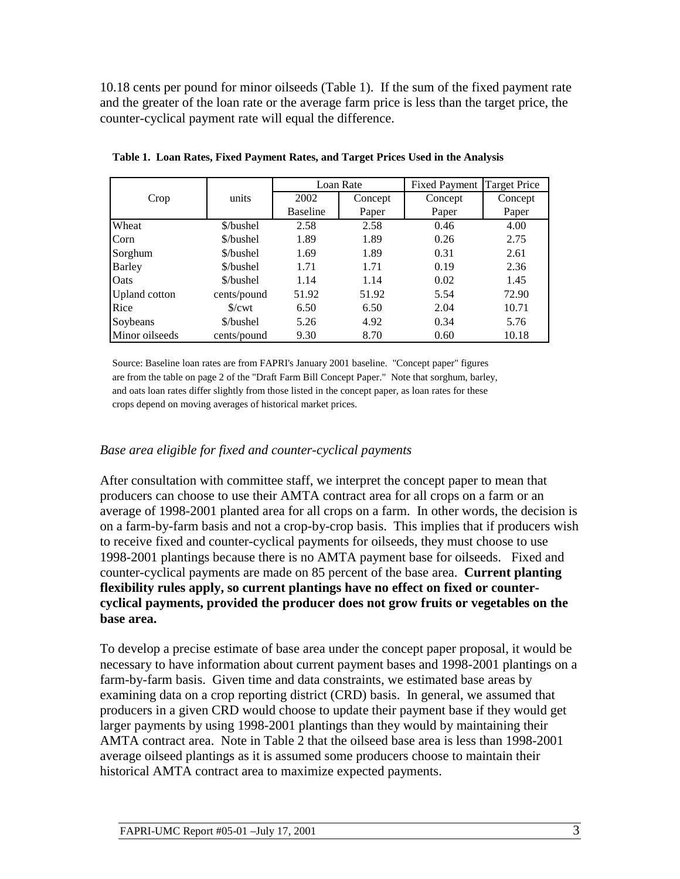10.18 cents per pound for minor oilseeds (Table 1). If the sum of the fixed payment rate and the greater of the loan rate or the average farm price is less than the target price, the counter-cyclical payment rate will equal the difference.

**Table 1. Loan Rates, Fixed Payment Rates, and Target Prices Used in the Analysis**

| Crop | units | Loan Rate | | Fixed Payment | Target Price |
|---|---|---|---|---|---|
| | | 2002 Baseline | Concept Paper | Concept Paper | Concept Paper |
| Wheat | $/bushel | 2.58 | 2.58 | 0.46 | 4.00 |
| Corn | $/bushel | 1.89 | 1.89 | 0.26 | 2.75 |
| Sorghum | $/bushel | 1.69 | 1.89 | 0.31 | 2.61 |
| Barley | $/bushel | 1.71 | 1.71 | 0.19 | 2.36 |
| Oats | $/bushel | 1.14 | 1.14 | 0.02 | 1.45 |
| Upland cotton | cents/pound | 51.92 | 51.92 | 5.54 | 72.90 |
| Rice | $/cwt | 6.50 | 6.50 | 2.04 | 10.71 |
| Soybeans | $/bushel | 5.26 | 4.92 | 0.34 | 5.76 |
| Minor oilseeds | cents/pound | 9.30 | 8.70 | 0.60 | 10.18 |

Source: Baseline loan rates are from FAPRI's January 2001 baseline. "Concept paper" figures are from the table on page 2 of the "Draft Farm Bill Concept Paper." Note that sorghum, barley, and oats loan rates differ slightly from those listed in the concept paper, as loan rates for these crops depend on moving averages of historical market prices.

*Base area eligible for fixed and counter-cyclical payments*

After consultation with committee staff, we interpret the concept paper to mean that producers can choose to use their AMTA contract area for all crops on a farm or an average of 1998-2001 planted area for all crops on a farm. In other words, the decision is on a farm-by-farm basis and not a crop-by-crop basis. This implies that if producers wish to receive fixed and counter-cyclical payments for oilseeds, they must choose to use 1998-2001 plantings because there is no AMTA payment base for oilseeds. Fixed and counter-cyclical payments are made on 85 percent of the base area. **Current planting flexibility rules apply, so current plantings have no effect on fixed or counter-cyclical payments, provided the producer does not grow fruits or vegetables on the base area.**

To develop a precise estimate of base area under the concept paper proposal, it would be necessary to have information about current payment bases and 1998-2001 plantings on a farm-by-farm basis. Given time and data constraints, we estimated base areas by examining data on a crop reporting district (CRD) basis. In general, we assumed that producers in a given CRD would choose to update their payment base if they would get larger payments by using 1998-2001 plantings than they would by maintaining their AMTA contract area. Note in Table 2 that the oilseed base area is less than 1998-2001 average oilseed plantings as it is assumed some producers choose to maintain their historical AMTA contract area to maximize expected payments.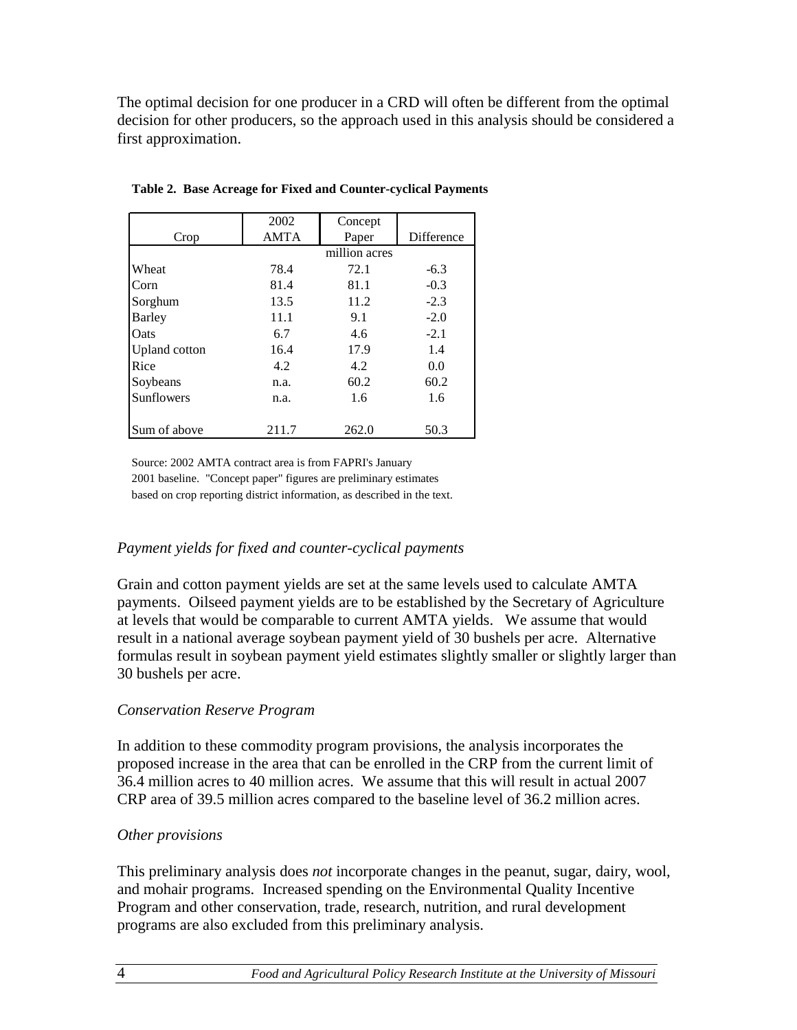The optimal decision for one producer in a CRD will often be different from the optimal decision for other producers, so the approach used in this analysis should be considered a first approximation.

**Table 2. Base Acreage for Fixed and Counter-cyclical Payments**

| Crop | 2002 AMTA | Concept Paper | Difference |
|---|---|---|---|
| | | million acres | |
| Wheat | 78.4 | 72.1 | -6.3 |
| Corn | 81.4 | 81.1 | -0.3 |
| Sorghum | 13.5 | 11.2 | -2.3 |
| Barley | 11.1 | 9.1 | -2.0 |
| Oats | 6.7 | 4.6 | -2.1 |
| Upland cotton | 16.4 | 17.9 | 1.4 |
| Rice | 4.2 | 4.2 | 0.0 |
| Soybeans | n.a. | 60.2 | 60.2 |
| Sunflowers | n.a. | 1.6 | 1.6 |
| Sum of above | 211.7 | 262.0 | 50.3 |

Source: 2002 AMTA contract area is from FAPRI's January 2001 baseline. "Concept paper" figures are preliminary estimates based on crop reporting district information, as described in the text.

*Payment yields for fixed and counter-cyclical payments*

Grain and cotton payment yields are set at the same levels used to calculate AMTA payments. Oilseed payment yields are to be established by the Secretary of Agriculture at levels that would be comparable to current AMTA yields. We assume that would result in a national average soybean payment yield of 30 bushels per acre. Alternative formulas result in soybean payment yield estimates slightly smaller or slightly larger than 30 bushels per acre.

*Conservation Reserve Program*

In addition to these commodity program provisions, the analysis incorporates the proposed increase in the area that can be enrolled in the CRP from the current limit of 36.4 million acres to 40 million acres. We assume that this will result in actual 2007 CRP area of 39.5 million acres compared to the baseline level of 36.2 million acres.

*Other provisions*

This preliminary analysis does *not* incorporate changes in the peanut, sugar, dairy, wool, and mohair programs. Increased spending on the Environmental Quality Incentive Program and other conservation, trade, research, nutrition, and rural development programs are also excluded from this preliminary analysis.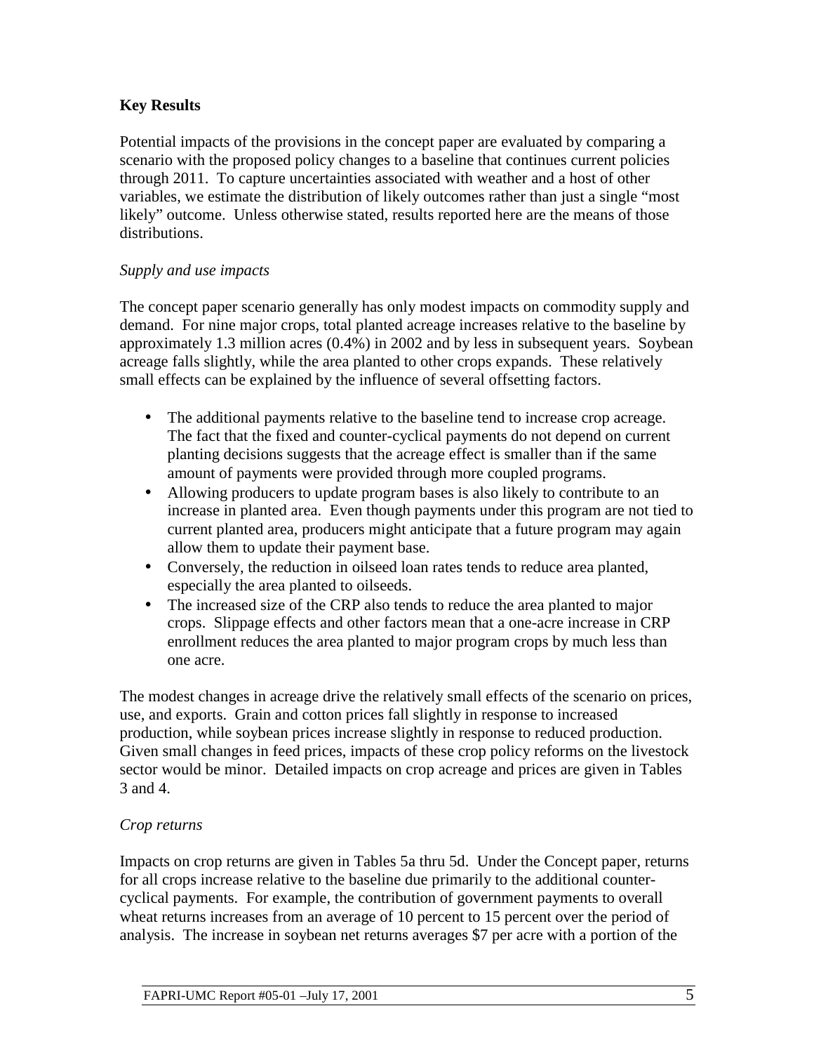**Key Results**

Potential impacts of the provisions in the concept paper are evaluated by comparing a scenario with the proposed policy changes to a baseline that continues current policies through 2011. To capture uncertainties associated with weather and a host of other variables, we estimate the distribution of likely outcomes rather than just a single "most likely" outcome. Unless otherwise stated, results reported here are the means of those distributions.

*Supply and use impacts*

The concept paper scenario generally has only modest impacts on commodity supply and demand. For nine major crops, total planted acreage increases relative to the baseline by approximately 1.3 million acres (0.4%) in 2002 and by less in subsequent years. Soybean acreage falls slightly, while the area planted to other crops expands. These relatively small effects can be explained by the influence of several offsetting factors.

- The additional payments relative to the baseline tend to increase crop acreage. The fact that the fixed and counter-cyclical payments do not depend on current planting decisions suggests that the acreage effect is smaller than if the same amount of payments were provided through more coupled programs.
- Allowing producers to update program bases is also likely to contribute to an increase in planted area. Even though payments under this program are not tied to current planted area, producers might anticipate that a future program may again allow them to update their payment base.
- Conversely, the reduction in oilseed loan rates tends to reduce area planted, especially the area planted to oilseeds.
- The increased size of the CRP also tends to reduce the area planted to major crops. Slippage effects and other factors mean that a one-acre increase in CRP enrollment reduces the area planted to major program crops by much less than one acre.

The modest changes in acreage drive the relatively small effects of the scenario on prices, use, and exports. Grain and cotton prices fall slightly in response to increased production, while soybean prices increase slightly in response to reduced production. Given small changes in feed prices, impacts of these crop policy reforms on the livestock sector would be minor. Detailed impacts on crop acreage and prices are given in Tables 3 and 4.

*Crop returns*

Impacts on crop returns are given in Tables 5a thru 5d. Under the Concept paper, returns for all crops increase relative to the baseline due primarily to the additional counter-cyclical payments. For example, the contribution of government payments to overall wheat returns increases from an average of 10 percent to 15 percent over the period of analysis. The increase in soybean net returns averages $7 per acre with a portion of the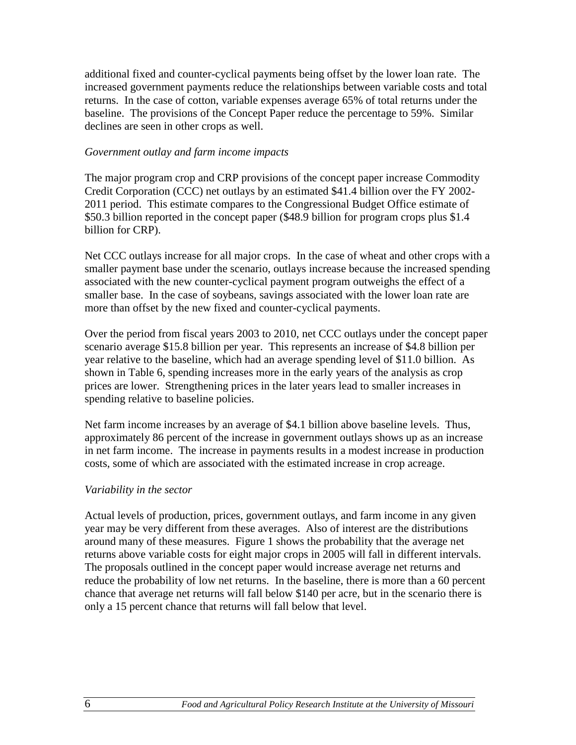additional fixed and counter-cyclical payments being offset by the lower loan rate. The increased government payments reduce the relationships between variable costs and total returns. In the case of cotton, variable expenses average 65% of total returns under the baseline. The provisions of the Concept Paper reduce the percentage to 59%. Similar declines are seen in other crops as well.

*Government outlay and farm income impacts*

The major program crop and CRP provisions of the concept paper increase Commodity Credit Corporation (CCC) net outlays by an estimated $41.4 billion over the FY 2002-2011 period. This estimate compares to the Congressional Budget Office estimate of $50.3 billion reported in the concept paper ($48.9 billion for program crops plus $1.4 billion for CRP).

Net CCC outlays increase for all major crops. In the case of wheat and other crops with a smaller payment base under the scenario, outlays increase because the increased spending associated with the new counter-cyclical payment program outweighs the effect of a smaller base. In the case of soybeans, savings associated with the lower loan rate are more than offset by the new fixed and counter-cyclical payments.

Over the period from fiscal years 2003 to 2010, net CCC outlays under the concept paper scenario average $15.8 billion per year. This represents an increase of $4.8 billion per year relative to the baseline, which had an average spending level of $11.0 billion. As shown in Table 6, spending increases more in the early years of the analysis as crop prices are lower. Strengthening prices in the later years lead to smaller increases in spending relative to baseline policies.

Net farm income increases by an average of $4.1 billion above baseline levels. Thus, approximately 86 percent of the increase in government outlays shows up as an increase in net farm income. The increase in payments results in a modest increase in production costs, some of which are associated with the estimated increase in crop acreage.

*Variability in the sector*

Actual levels of production, prices, government outlays, and farm income in any given year may be very different from these averages. Also of interest are the distributions around many of these measures. Figure 1 shows the probability that the average net returns above variable costs for eight major crops in 2005 will fall in different intervals. The proposals outlined in the concept paper would increase average net returns and reduce the probability of low net returns. In the baseline, there is more than a 60 percent chance that average net returns will fall below $140 per acre, but in the scenario there is only a 15 percent chance that returns will fall below that level.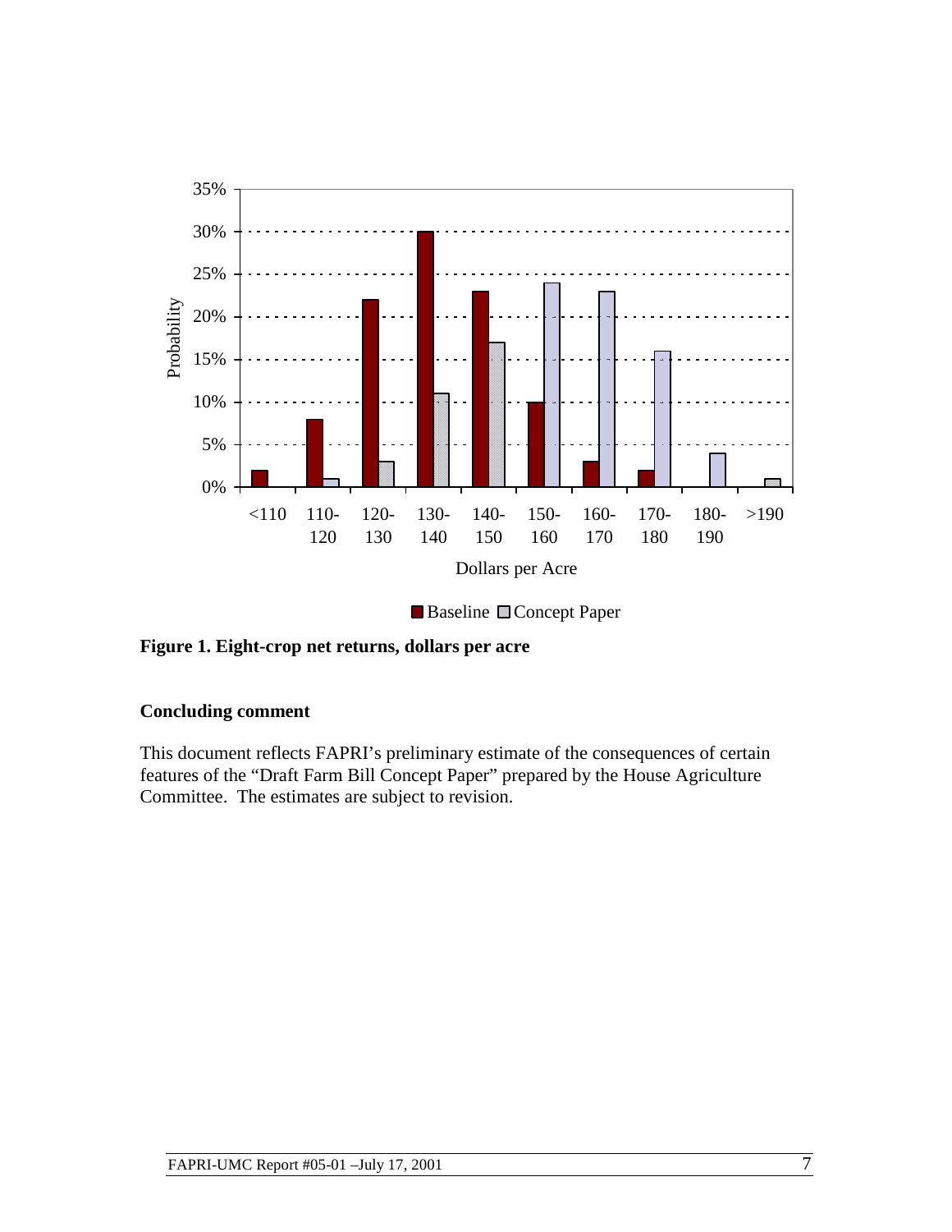**Figure 1. Eight-crop net returns, dollars per acre**

### Concluding comment

This document reflects FAPRI's preliminary estimate of the consequences of certain features of the "Draft Farm Bill Concept Paper" prepared by the House Agriculture Committee. The estimates are subject to revision.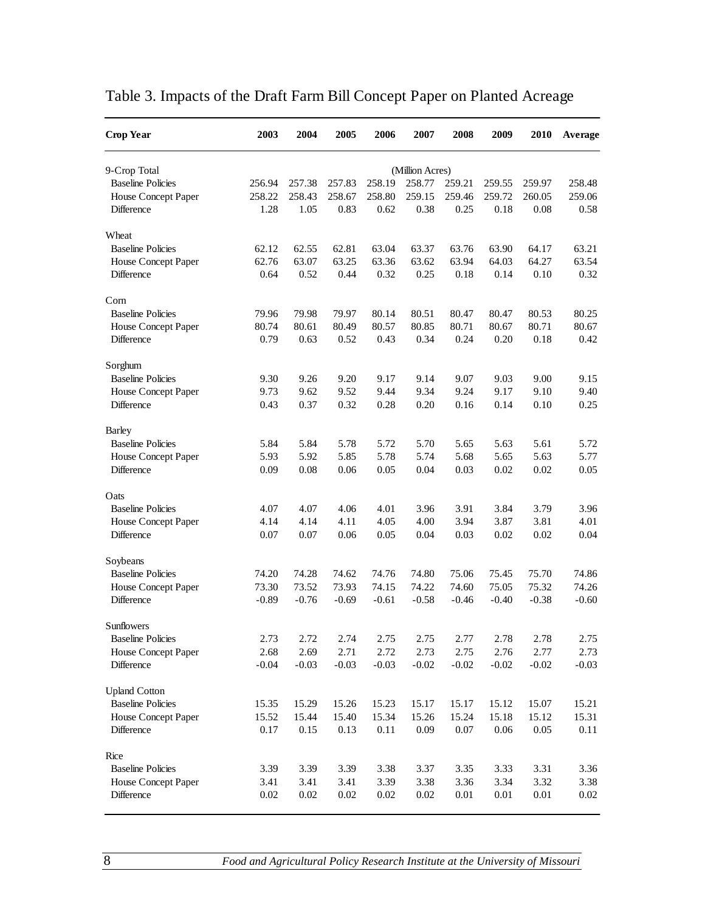# Table 3. Impacts of the Draft Farm Bill Concept Paper on Planted Acreage

| Crop Year | 2003 | 2004 | 2005 | 2006 | 2007 | 2008 | 2009 | 2010 | Average |
|---|---|---|---|---|---|---|---|---|---|
| | | | | | (Million Acres) | | | | |
| 9-Crop Total | | | | | | | | | |
| Baseline Policies | 256.94 | 257.38 | 257.83 | 258.19 | 258.77 | 259.21 | 259.55 | 259.97 | 258.48 |
| House Concept Paper | 258.22 | 258.43 | 258.67 | 258.80 | 259.15 | 259.46 | 259.72 | 260.05 | 259.06 |
| Difference | 1.28 | 1.05 | 0.83 | 0.62 | 0.38 | 0.25 | 0.18 | 0.08 | 0.58 |
| Wheat | | | | | | | | | |
| Baseline Policies | 62.12 | 62.55 | 62.81 | 63.04 | 63.37 | 63.76 | 63.90 | 64.17 | 63.21 |
| House Concept Paper | 62.76 | 63.07 | 63.25 | 63.36 | 63.62 | 63.94 | 64.03 | 64.27 | 63.54 |
| Difference | 0.64 | 0.52 | 0.44 | 0.32 | 0.25 | 0.18 | 0.14 | 0.10 | 0.32 |
| Corn | | | | | | | | | |
| Baseline Policies | 79.96 | 79.98 | 79.97 | 80.14 | 80.51 | 80.47 | 80.47 | 80.53 | 80.25 |
| House Concept Paper | 80.74 | 80.61 | 80.49 | 80.57 | 80.85 | 80.71 | 80.67 | 80.71 | 80.67 |
| Difference | 0.79 | 0.63 | 0.52 | 0.43 | 0.34 | 0.24 | 0.20 | 0.18 | 0.42 |
| Sorghum | | | | | | | | | |
| Baseline Policies | 9.30 | 9.26 | 9.20 | 9.17 | 9.14 | 9.07 | 9.03 | 9.00 | 9.15 |
| House Concept Paper | 9.73 | 9.62 | 9.52 | 9.44 | 9.34 | 9.24 | 9.17 | 9.10 | 9.40 |
| Difference | 0.43 | 0.37 | 0.32 | 0.28 | 0.20 | 0.16 | 0.14 | 0.10 | 0.25 |
| Barley | | | | | | | | | |
| Baseline Policies | 5.84 | 5.84 | 5.78 | 5.72 | 5.70 | 5.65 | 5.63 | 5.61 | 5.72 |
| House Concept Paper | 5.93 | 5.92 | 5.85 | 5.78 | 5.74 | 5.68 | 5.65 | 5.63 | 5.77 |
| Difference | 0.09 | 0.08 | 0.06 | 0.05 | 0.04 | 0.03 | 0.02 | 0.02 | 0.05 |
| Oats | | | | | | | | | |
| Baseline Policies | 4.07 | 4.07 | 4.06 | 4.01 | 3.96 | 3.91 | 3.84 | 3.79 | 3.96 |
| House Concept Paper | 4.14 | 4.14 | 4.11 | 4.05 | 4.00 | 3.94 | 3.87 | 3.81 | 4.01 |
| Difference | 0.07 | 0.07 | 0.06 | 0.05 | 0.04 | 0.03 | 0.02 | 0.02 | 0.04 |
| Soybeans | | | | | | | | | |
| Baseline Policies | 74.20 | 74.28 | 74.62 | 74.76 | 74.80 | 75.06 | 75.45 | 75.70 | 74.86 |
| House Concept Paper | 73.30 | 73.52 | 73.93 | 74.15 | 74.22 | 74.60 | 75.05 | 75.32 | 74.26 |
| Difference | -0.89 | -0.76 | -0.69 | -0.61 | -0.58 | -0.46 | -0.40 | -0.38 | -0.60 |
| Sunflowers | | | | | | | | | |
| Baseline Policies | 2.73 | 2.72 | 2.74 | 2.75 | 2.75 | 2.77 | 2.78 | 2.78 | 2.75 |
| House Concept Paper | 2.68 | 2.69 | 2.71 | 2.72 | 2.73 | 2.75 | 2.76 | 2.77 | 2.73 |
| Difference | -0.04 | -0.03 | -0.03 | -0.03 | -0.02 | -0.02 | -0.02 | -0.02 | -0.03 |
| Upland Cotton | | | | | | | | | |
| Baseline Policies | 15.35 | 15.29 | 15.26 | 15.23 | 15.17 | 15.17 | 15.12 | 15.07 | 15.21 |
| House Concept Paper | 15.52 | 15.44 | 15.40 | 15.34 | 15.26 | 15.24 | 15.18 | 15.12 | 15.31 |
| Difference | 0.17 | 0.15 | 0.13 | 0.11 | 0.09 | 0.07 | 0.06 | 0.05 | 0.11 |
| Rice | | | | | | | | | |
| Baseline Policies | 3.39 | 3.39 | 3.39 | 3.38 | 3.37 | 3.35 | 3.33 | 3.31 | 3.36 |
| House Concept Paper | 3.41 | 3.41 | 3.41 | 3.39 | 3.38 | 3.36 | 3.34 | 3.32 | 3.38 |
| Difference | 0.02 | 0.02 | 0.02 | 0.02 | 0.02 | 0.01 | 0.01 | 0.01 | 0.02 |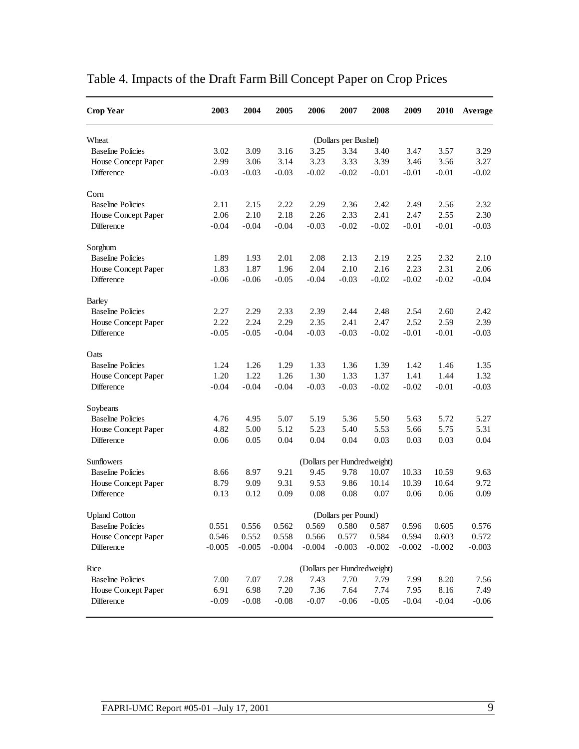# Table 4. Impacts of the Draft Farm Bill Concept Paper on Crop Prices

| Crop Year | 2003 | 2004 | 2005 | 2006 | 2007 | 2008 | 2009 | 2010 | Average |
|---|---|---|---|---|---|---|---|---|---|
| Wheat | | | | | (Dollars per Bushel) | | | | |
| Baseline Policies | 3.02 | 3.09 | 3.16 | 3.25 | 3.34 | 3.40 | 3.47 | 3.57 | 3.29 |
| House Concept Paper | 2.99 | 3.06 | 3.14 | 3.23 | 3.33 | 3.39 | 3.46 | 3.56 | 3.27 |
| Difference | -0.03 | -0.03 | -0.03 | -0.02 | -0.02 | -0.01 | -0.01 | -0.01 | -0.02 |
| Corn | | | | | | | | | |
| Baseline Policies | 2.11 | 2.15 | 2.22 | 2.29 | 2.36 | 2.42 | 2.49 | 2.56 | 2.32 |
| House Concept Paper | 2.06 | 2.10 | 2.18 | 2.26 | 2.33 | 2.41 | 2.47 | 2.55 | 2.30 |
| Difference | -0.04 | -0.04 | -0.04 | -0.03 | -0.02 | -0.02 | -0.01 | -0.01 | -0.03 |
| Sorghum | | | | | | | | | |
| Baseline Policies | 1.89 | 1.93 | 2.01 | 2.08 | 2.13 | 2.19 | 2.25 | 2.32 | 2.10 |
| House Concept Paper | 1.83 | 1.87 | 1.96 | 2.04 | 2.10 | 2.16 | 2.23 | 2.31 | 2.06 |
| Difference | -0.06 | -0.06 | -0.05 | -0.04 | -0.03 | -0.02 | -0.02 | -0.02 | -0.04 |
| Barley | | | | | | | | | |
| Baseline Policies | 2.27 | 2.29 | 2.33 | 2.39 | 2.44 | 2.48 | 2.54 | 2.60 | 2.42 |
| House Concept Paper | 2.22 | 2.24 | 2.29 | 2.35 | 2.41 | 2.47 | 2.52 | 2.59 | 2.39 |
| Difference | -0.05 | -0.05 | -0.04 | -0.03 | -0.03 | -0.02 | -0.01 | -0.01 | -0.03 |
| Oats | | | | | | | | | |
| Baseline Policies | 1.24 | 1.26 | 1.29 | 1.33 | 1.36 | 1.39 | 1.42 | 1.46 | 1.35 |
| House Concept Paper | 1.20 | 1.22 | 1.26 | 1.30 | 1.33 | 1.37 | 1.41 | 1.44 | 1.32 |
| Difference | -0.04 | -0.04 | -0.04 | -0.03 | -0.03 | -0.02 | -0.02 | -0.01 | -0.03 |
| Soybeans | | | | | | | | | |
| Baseline Policies | 4.76 | 4.95 | 5.07 | 5.19 | 5.36 | 5.50 | 5.63 | 5.72 | 5.27 |
| House Concept Paper | 4.82 | 5.00 | 5.12 | 5.23 | 5.40 | 5.53 | 5.66 | 5.75 | 5.31 |
| Difference | 0.06 | 0.05 | 0.04 | 0.04 | 0.04 | 0.03 | 0.03 | 0.03 | 0.04 |
| Sunflowers | | | | | (Dollars per Hundredweight) | | | | |
| Baseline Policies | 8.66 | 8.97 | 9.21 | 9.45 | 9.78 | 10.07 | 10.33 | 10.59 | 9.63 |
| House Concept Paper | 8.79 | 9.09 | 9.31 | 9.53 | 9.86 | 10.14 | 10.39 | 10.64 | 9.72 |
| Difference | 0.13 | 0.12 | 0.09 | 0.08 | 0.08 | 0.07 | 0.06 | 0.06 | 0.09 |
| Upland Cotton | | | | | (Dollars per Pound) | | | | |
| Baseline Policies | 0.551 | 0.556 | 0.562 | 0.569 | 0.580 | 0.587 | 0.596 | 0.605 | 0.576 |
| House Concept Paper | 0.546 | 0.552 | 0.558 | 0.566 | 0.577 | 0.584 | 0.594 | 0.603 | 0.572 |
| Difference | -0.005 | -0.005 | -0.004 | -0.004 | -0.003 | -0.002 | -0.002 | -0.002 | -0.003 |
| Rice | | | | | (Dollars per Hundredweight) | | | | |
| Baseline Policies | 7.00 | 7.07 | 7.28 | 7.43 | 7.70 | 7.79 | 7.99 | 8.20 | 7.56 |
| House Concept Paper | 6.91 | 6.98 | 7.20 | 7.36 | 7.64 | 7.74 | 7.95 | 8.16 | 7.49 |
| Difference | -0.09 | -0.08 | -0.08 | -0.07 | -0.06 | -0.05 | -0.04 | -0.04 | -0.06 |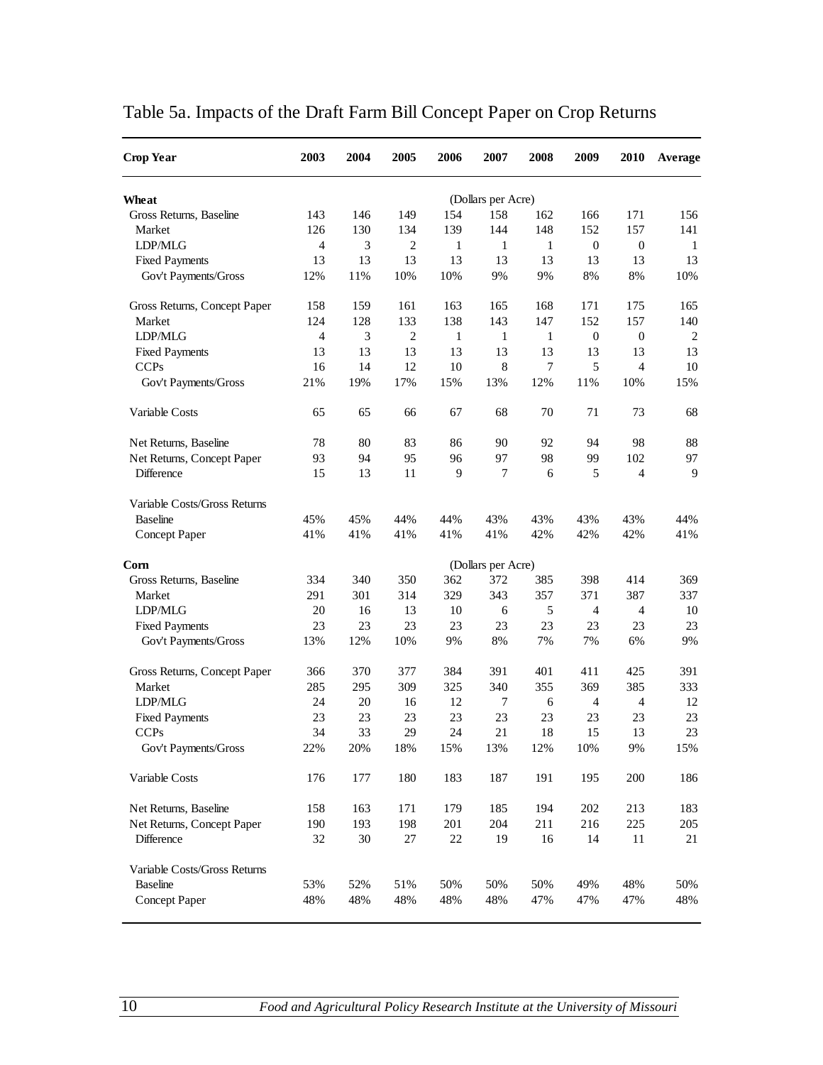# Table 5a. Impacts of the Draft Farm Bill Concept Paper on Crop Returns

| Crop Year | 2003 | 2004 | 2005 | 2006 | 2007 | 2008 | 2009 | 2010 | Average |
|---|---|---|---|---|---|---|---|---|---|
| **Wheat** | | | | | (Dollars per Acre) | | | | |
| Gross Returns, Baseline | 143 | 146 | 149 | 154 | 158 | 162 | 166 | 171 | 156 |
| Market | 126 | 130 | 134 | 139 | 144 | 148 | 152 | 157 | 141 |
| LDP/MLG | 4 | 3 | 2 | 1 | 1 | 1 | 0 | 0 | 1 |
| Fixed Payments | 13 | 13 | 13 | 13 | 13 | 13 | 13 | 13 | 13 |
| Gov't Payments/Gross | 12% | 11% | 10% | 10% | 9% | 9% | 8% | 8% | 10% |
| Gross Returns, Concept Paper | 158 | 159 | 161 | 163 | 165 | 168 | 171 | 175 | 165 |
| Market | 124 | 128 | 133 | 138 | 143 | 147 | 152 | 157 | 140 |
| LDP/MLG | 4 | 3 | 2 | 1 | 1 | 1 | 0 | 0 | 2 |
| Fixed Payments | 13 | 13 | 13 | 13 | 13 | 13 | 13 | 13 | 13 |
| CCPs | 16 | 14 | 12 | 10 | 8 | 7 | 5 | 4 | 10 |
| Gov't Payments/Gross | 21% | 19% | 17% | 15% | 13% | 12% | 11% | 10% | 15% |
| Variable Costs | 65 | 65 | 66 | 67 | 68 | 70 | 71 | 73 | 68 |
| Net Returns, Baseline | 78 | 80 | 83 | 86 | 90 | 92 | 94 | 98 | 88 |
| Net Returns, Concept Paper | 93 | 94 | 95 | 96 | 97 | 98 | 99 | 102 | 97 |
| Difference | 15 | 13 | 11 | 9 | 7 | 6 | 5 | 4 | 9 |
| Variable Costs/Gross Returns | | | | | | | | | |
| Baseline | 45% | 45% | 44% | 44% | 43% | 43% | 43% | 43% | 44% |
| Concept Paper | 41% | 41% | 41% | 41% | 41% | 42% | 42% | 42% | 41% |
| **Corn** | | | | | (Dollars per Acre) | | | | |
| Gross Returns, Baseline | 334 | 340 | 350 | 362 | 372 | 385 | 398 | 414 | 369 |
| Market | 291 | 301 | 314 | 329 | 343 | 357 | 371 | 387 | 337 |
| LDP/MLG | 20 | 16 | 13 | 10 | 6 | 5 | 4 | 4 | 10 |
| Fixed Payments | 23 | 23 | 23 | 23 | 23 | 23 | 23 | 23 | 23 |
| Gov't Payments/Gross | 13% | 12% | 10% | 9% | 8% | 7% | 7% | 6% | 9% |
| Gross Returns, Concept Paper | 366 | 370 | 377 | 384 | 391 | 401 | 411 | 425 | 391 |
| Market | 285 | 295 | 309 | 325 | 340 | 355 | 369 | 385 | 333 |
| LDP/MLG | 24 | 20 | 16 | 12 | 7 | 6 | 4 | 4 | 12 |
| Fixed Payments | 23 | 23 | 23 | 23 | 23 | 23 | 23 | 23 | 23 |
| CCPs | 34 | 33 | 29 | 24 | 21 | 18 | 15 | 13 | 23 |
| Gov't Payments/Gross | 22% | 20% | 18% | 15% | 13% | 12% | 10% | 9% | 15% |
| Variable Costs | 176 | 177 | 180 | 183 | 187 | 191 | 195 | 200 | 186 |
| Net Returns, Baseline | 158 | 163 | 171 | 179 | 185 | 194 | 202 | 213 | 183 |
| Net Returns, Concept Paper | 190 | 193 | 198 | 201 | 204 | 211 | 216 | 225 | 205 |
| Difference | 32 | 30 | 27 | 22 | 19 | 16 | 14 | 11 | 21 |
| Variable Costs/Gross Returns | | | | | | | | | |
| Baseline | 53% | 52% | 51% | 50% | 50% | 50% | 49% | 48% | 50% |
| Concept Paper | 48% | 48% | 48% | 48% | 48% | 47% | 47% | 47% | 48% |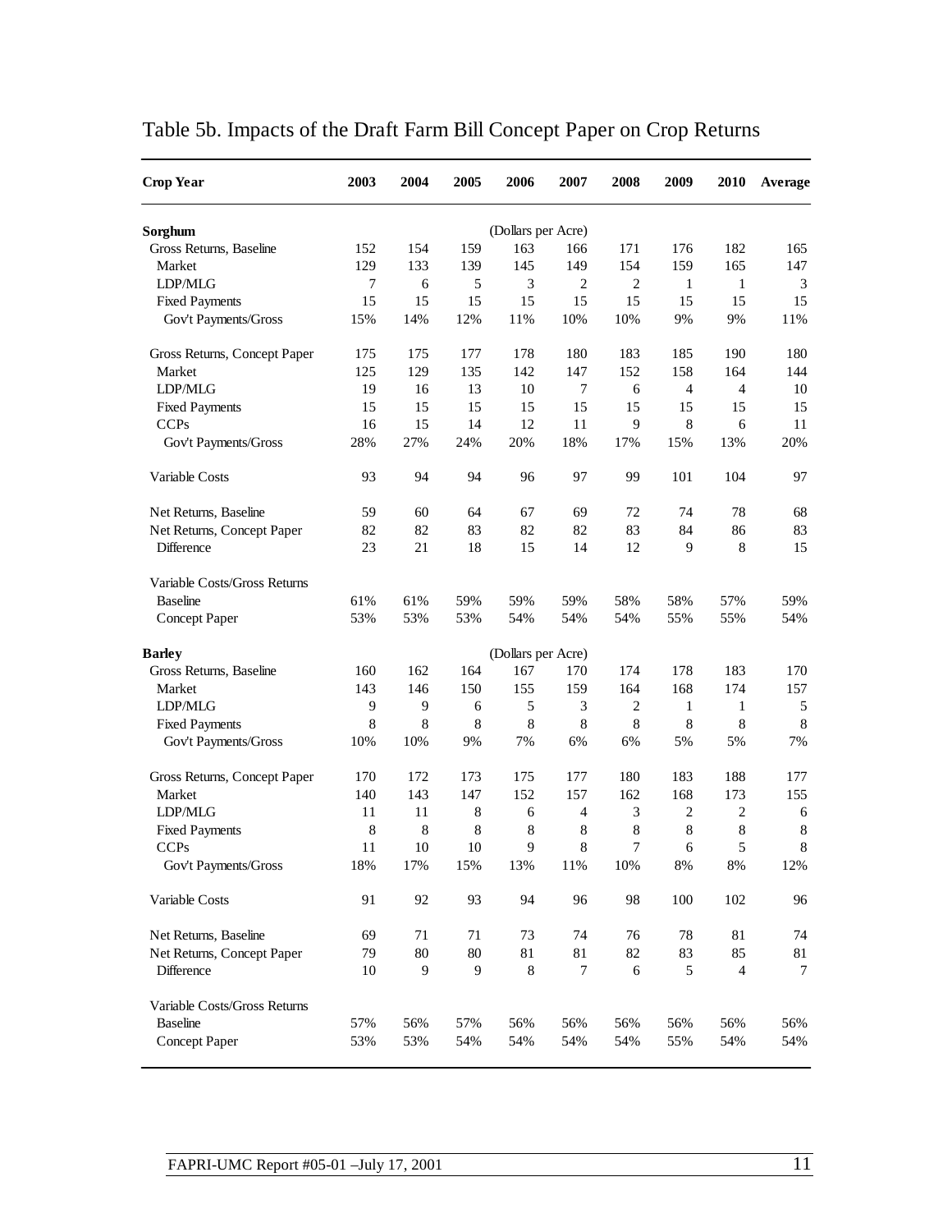# Table 5b. Impacts of the Draft Farm Bill Concept Paper on Crop Returns

| Crop Year | 2003 | 2004 | 2005 | 2006 | 2007 | 2008 | 2009 | 2010 | Average |
|---|---|---|---|---|---|---|---|---|---|
| **Sorghum** | | | | (Dollars per Acre) | | | | | |
| Gross Returns, Baseline | 152 | 154 | 159 | 163 | 166 | 171 | 176 | 182 | 165 |
| Market | 129 | 133 | 139 | 145 | 149 | 154 | 159 | 165 | 147 |
| LDP/MLG | 7 | 6 | 5 | 3 | 2 | 2 | 1 | 1 | 3 |
| Fixed Payments | 15 | 15 | 15 | 15 | 15 | 15 | 15 | 15 | 15 |
| Gov't Payments/Gross | 15% | 14% | 12% | 11% | 10% | 10% | 9% | 9% | 11% |
| Gross Returns, Concept Paper | 175 | 175 | 177 | 178 | 180 | 183 | 185 | 190 | 180 |
| Market | 125 | 129 | 135 | 142 | 147 | 152 | 158 | 164 | 144 |
| LDP/MLG | 19 | 16 | 13 | 10 | 7 | 6 | 4 | 4 | 10 |
| Fixed Payments | 15 | 15 | 15 | 15 | 15 | 15 | 15 | 15 | 15 |
| CCPs | 16 | 15 | 14 | 12 | 11 | 9 | 8 | 6 | 11 |
| Gov't Payments/Gross | 28% | 27% | 24% | 20% | 18% | 17% | 15% | 13% | 20% |
| Variable Costs | 93 | 94 | 94 | 96 | 97 | 99 | 101 | 104 | 97 |
| Net Returns, Baseline | 59 | 60 | 64 | 67 | 69 | 72 | 74 | 78 | 68 |
| Net Returns, Concept Paper | 82 | 82 | 83 | 82 | 82 | 83 | 84 | 86 | 83 |
| Difference | 23 | 21 | 18 | 15 | 14 | 12 | 9 | 8 | 15 |
| Variable Costs/Gross Returns | | | | | | | | | |
| Baseline | 61% | 61% | 59% | 59% | 59% | 58% | 58% | 57% | 59% |
| Concept Paper | 53% | 53% | 53% | 54% | 54% | 54% | 55% | 55% | 54% |
| **Barley** | | | | (Dollars per Acre) | | | | | |
| Gross Returns, Baseline | 160 | 162 | 164 | 167 | 170 | 174 | 178 | 183 | 170 |
| Market | 143 | 146 | 150 | 155 | 159 | 164 | 168 | 174 | 157 |
| LDP/MLG | 9 | 9 | 6 | 5 | 3 | 2 | 1 | 1 | 5 |
| Fixed Payments | 8 | 8 | 8 | 8 | 8 | 8 | 8 | 8 | 8 |
| Gov't Payments/Gross | 10% | 10% | 9% | 7% | 6% | 6% | 5% | 5% | 7% |
| Gross Returns, Concept Paper | 170 | 172 | 173 | 175 | 177 | 180 | 183 | 188 | 177 |
| Market | 140 | 143 | 147 | 152 | 157 | 162 | 168 | 173 | 155 |
| LDP/MLG | 11 | 11 | 8 | 6 | 4 | 3 | 2 | 2 | 6 |
| Fixed Payments | 8 | 8 | 8 | 8 | 8 | 8 | 8 | 8 | 8 |
| CCPs | 11 | 10 | 10 | 9 | 8 | 7 | 6 | 5 | 8 |
| Gov't Payments/Gross | 18% | 17% | 15% | 13% | 11% | 10% | 8% | 8% | 12% |
| Variable Costs | 91 | 92 | 93 | 94 | 96 | 98 | 100 | 102 | 96 |
| Net Returns, Baseline | 69 | 71 | 71 | 73 | 74 | 76 | 78 | 81 | 74 |
| Net Returns, Concept Paper | 79 | 80 | 80 | 81 | 81 | 82 | 83 | 85 | 81 |
| Difference | 10 | 9 | 9 | 8 | 7 | 6 | 5 | 4 | 7 |
| Variable Costs/Gross Returns | | | | | | | | | |
| Baseline | 57% | 56% | 57% | 56% | 56% | 56% | 56% | 56% | 56% |
| Concept Paper | 53% | 53% | 54% | 54% | 54% | 54% | 55% | 54% | 54% |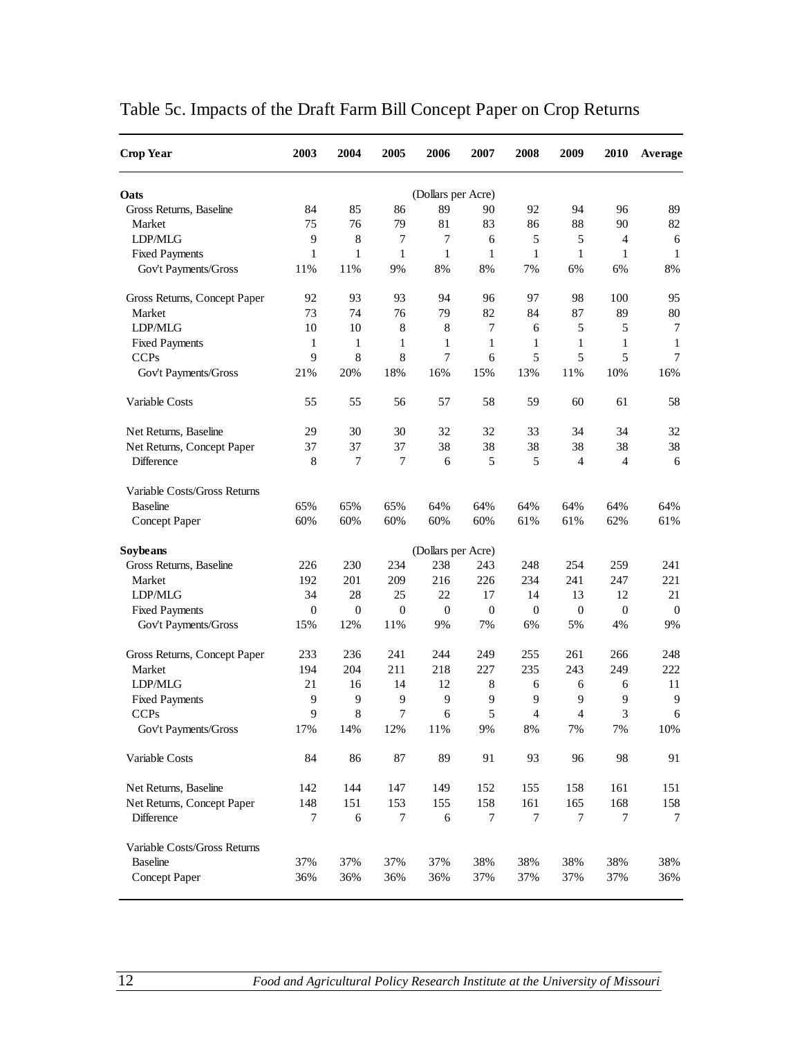# Table 5c. Impacts of the Draft Farm Bill Concept Paper on Crop Returns

| Crop Year | 2003 | 2004 | 2005 | 2006 | 2007 | 2008 | 2009 | 2010 | Average |
|---|---|---|---|---|---|---|---|---|---|
| **Oats** | | | | (Dollars per Acre) | | | | | |
| Gross Returns, Baseline | 84 | 85 | 86 | 89 | 90 | 92 | 94 | 96 | 89 |
| Market | 75 | 76 | 79 | 81 | 83 | 86 | 88 | 90 | 82 |
| LDP/MLG | 9 | 8 | 7 | 7 | 6 | 5 | 5 | 4 | 6 |
| Fixed Payments | 1 | 1 | 1 | 1 | 1 | 1 | 1 | 1 | 1 |
| Gov't Payments/Gross | 11% | 11% | 9% | 8% | 8% | 7% | 6% | 6% | 8% |
| Gross Returns, Concept Paper | 92 | 93 | 93 | 94 | 96 | 97 | 98 | 100 | 95 |
| Market | 73 | 74 | 76 | 79 | 82 | 84 | 87 | 89 | 80 |
| LDP/MLG | 10 | 10 | 8 | 8 | 7 | 6 | 5 | 5 | 7 |
| Fixed Payments | 1 | 1 | 1 | 1 | 1 | 1 | 1 | 1 | 1 |
| CCPs | 9 | 8 | 8 | 7 | 6 | 5 | 5 | 5 | 7 |
| Gov't Payments/Gross | 21% | 20% | 18% | 16% | 15% | 13% | 11% | 10% | 16% |
| Variable Costs | 55 | 55 | 56 | 57 | 58 | 59 | 60 | 61 | 58 |
| Net Returns, Baseline | 29 | 30 | 30 | 32 | 32 | 33 | 34 | 34 | 32 |
| Net Returns, Concept Paper | 37 | 37 | 37 | 38 | 38 | 38 | 38 | 38 | 38 |
| Difference | 8 | 7 | 7 | 6 | 5 | 5 | 4 | 4 | 6 |
| Variable Costs/Gross Returns | | | | | | | | | |
| Baseline | 65% | 65% | 65% | 64% | 64% | 64% | 64% | 64% | 64% |
| Concept Paper | 60% | 60% | 60% | 60% | 60% | 61% | 61% | 62% | 61% |
| **Soybeans** | | | | (Dollars per Acre) | | | | | |
| Gross Returns, Baseline | 226 | 230 | 234 | 238 | 243 | 248 | 254 | 259 | 241 |
| Market | 192 | 201 | 209 | 216 | 226 | 234 | 241 | 247 | 221 |
| LDP/MLG | 34 | 28 | 25 | 22 | 17 | 14 | 13 | 12 | 21 |
| Fixed Payments | 0 | 0 | 0 | 0 | 0 | 0 | 0 | 0 | 0 |
| Gov't Payments/Gross | 15% | 12% | 11% | 9% | 7% | 6% | 5% | 4% | 9% |
| Gross Returns, Concept Paper | 233 | 236 | 241 | 244 | 249 | 255 | 261 | 266 | 248 |
| Market | 194 | 204 | 211 | 218 | 227 | 235 | 243 | 249 | 222 |
| LDP/MLG | 21 | 16 | 14 | 12 | 8 | 6 | 6 | 6 | 11 |
| Fixed Payments | 9 | 9 | 9 | 9 | 9 | 9 | 9 | 9 | 9 |
| CCPs | 9 | 8 | 7 | 6 | 5 | 4 | 4 | 3 | 6 |
| Gov't Payments/Gross | 17% | 14% | 12% | 11% | 9% | 8% | 7% | 7% | 10% |
| Variable Costs | 84 | 86 | 87 | 89 | 91 | 93 | 96 | 98 | 91 |
| Net Returns, Baseline | 142 | 144 | 147 | 149 | 152 | 155 | 158 | 161 | 151 |
| Net Returns, Concept Paper | 148 | 151 | 153 | 155 | 158 | 161 | 165 | 168 | 158 |
| Difference | 7 | 6 | 7 | 6 | 7 | 7 | 7 | 7 | 7 |
| Variable Costs/Gross Returns | | | | | | | | | |
| Baseline | 37% | 37% | 37% | 37% | 38% | 38% | 38% | 38% | 38% |
| Concept Paper | 36% | 36% | 36% | 36% | 37% | 37% | 37% | 37% | 36% |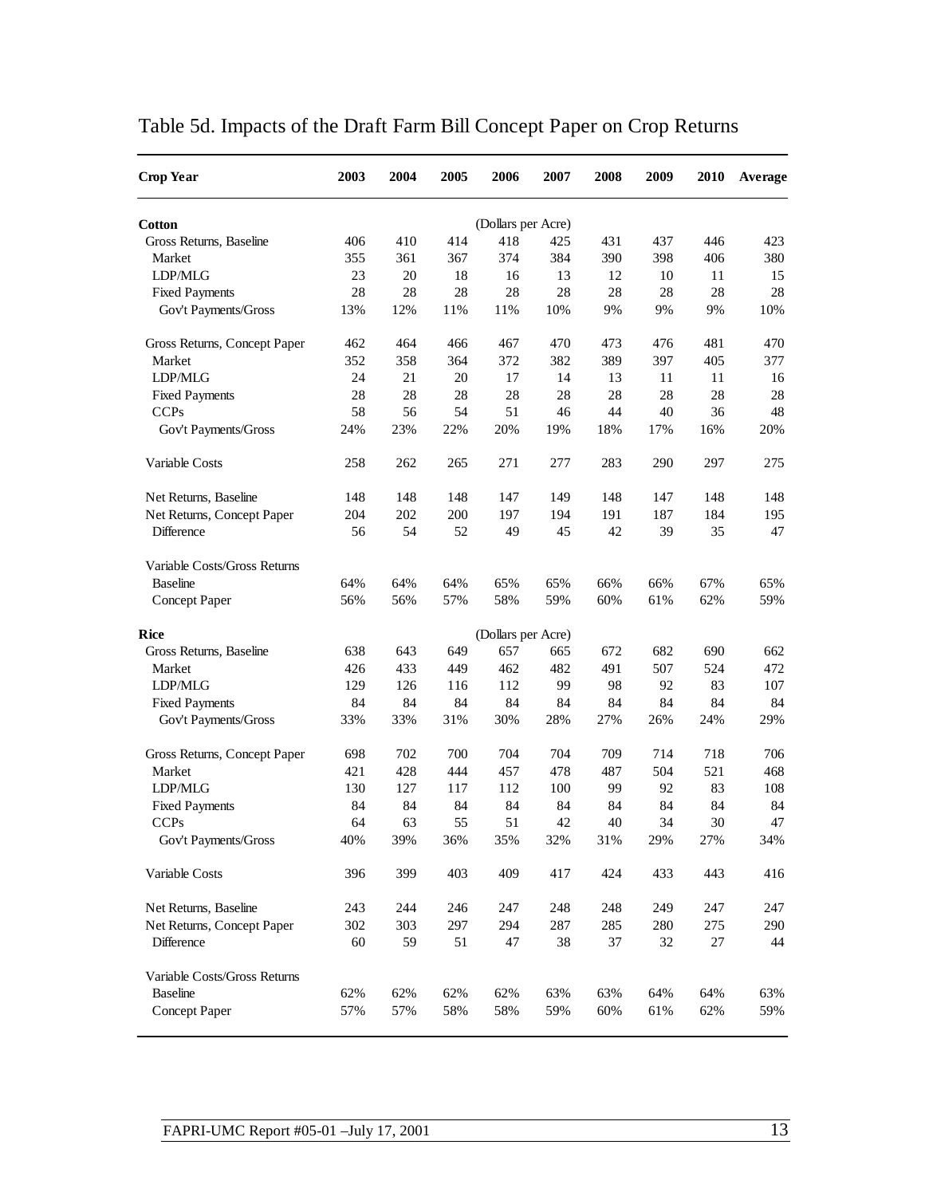# Table 5d. Impacts of the Draft Farm Bill Concept Paper on Crop Returns

| Crop Year | 2003 | 2004 | 2005 | 2006 | 2007 | 2008 | 2009 | 2010 | Average |
|---|---|---|---|---|---|---|---|---|---|
| **Cotton** | | | | (Dollars per Acre) | | | | | |
| Gross Returns, Baseline | 406 | 410 | 414 | 418 | 425 | 431 | 437 | 446 | 423 |
| Market | 355 | 361 | 367 | 374 | 384 | 390 | 398 | 406 | 380 |
| LDP/MLG | 23 | 20 | 18 | 16 | 13 | 12 | 10 | 11 | 15 |
| Fixed Payments | 28 | 28 | 28 | 28 | 28 | 28 | 28 | 28 | 28 |
| Gov't Payments/Gross | 13% | 12% | 11% | 11% | 10% | 9% | 9% | 9% | 10% |
| Gross Returns, Concept Paper | 462 | 464 | 466 | 467 | 470 | 473 | 476 | 481 | 470 |
| Market | 352 | 358 | 364 | 372 | 382 | 389 | 397 | 405 | 377 |
| LDP/MLG | 24 | 21 | 20 | 17 | 14 | 13 | 11 | 11 | 16 |
| Fixed Payments | 28 | 28 | 28 | 28 | 28 | 28 | 28 | 28 | 28 |
| CCPs | 58 | 56 | 54 | 51 | 46 | 44 | 40 | 36 | 48 |
| Gov't Payments/Gross | 24% | 23% | 22% | 20% | 19% | 18% | 17% | 16% | 20% |
| Variable Costs | 258 | 262 | 265 | 271 | 277 | 283 | 290 | 297 | 275 |
| Net Returns, Baseline | 148 | 148 | 148 | 147 | 149 | 148 | 147 | 148 | 148 |
| Net Returns, Concept Paper | 204 | 202 | 200 | 197 | 194 | 191 | 187 | 184 | 195 |
| Difference | 56 | 54 | 52 | 49 | 45 | 42 | 39 | 35 | 47 |
| Variable Costs/Gross Returns | | | | | | | | | |
| Baseline | 64% | 64% | 64% | 65% | 65% | 66% | 66% | 67% | 65% |
| Concept Paper | 56% | 56% | 57% | 58% | 59% | 60% | 61% | 62% | 59% |
| **Rice** | | | | (Dollars per Acre) | | | | | |
| Gross Returns, Baseline | 638 | 643 | 649 | 657 | 665 | 672 | 682 | 690 | 662 |
| Market | 426 | 433 | 449 | 462 | 482 | 491 | 507 | 524 | 472 |
| LDP/MLG | 129 | 126 | 116 | 112 | 99 | 98 | 92 | 83 | 107 |
| Fixed Payments | 84 | 84 | 84 | 84 | 84 | 84 | 84 | 84 | 84 |
| Gov't Payments/Gross | 33% | 33% | 31% | 30% | 28% | 27% | 26% | 24% | 29% |
| Gross Returns, Concept Paper | 698 | 702 | 700 | 704 | 704 | 709 | 714 | 718 | 706 |
| Market | 421 | 428 | 444 | 457 | 478 | 487 | 504 | 521 | 468 |
| LDP/MLG | 130 | 127 | 117 | 112 | 100 | 99 | 92 | 83 | 108 |
| Fixed Payments | 84 | 84 | 84 | 84 | 84 | 84 | 84 | 84 | 84 |
| CCPs | 64 | 63 | 55 | 51 | 42 | 40 | 34 | 30 | 47 |
| Gov't Payments/Gross | 40% | 39% | 36% | 35% | 32% | 31% | 29% | 27% | 34% |
| Variable Costs | 396 | 399 | 403 | 409 | 417 | 424 | 433 | 443 | 416 |
| Net Returns, Baseline | 243 | 244 | 246 | 247 | 248 | 248 | 249 | 247 | 247 |
| Net Returns, Concept Paper | 302 | 303 | 297 | 294 | 287 | 285 | 280 | 275 | 290 |
| Difference | 60 | 59 | 51 | 47 | 38 | 37 | 32 | 27 | 44 |
| Variable Costs/Gross Returns | | | | | | | | | |
| Baseline | 62% | 62% | 62% | 62% | 63% | 63% | 64% | 64% | 63% |
| Concept Paper | 57% | 57% | 58% | 58% | 59% | 60% | 61% | 62% | 59% |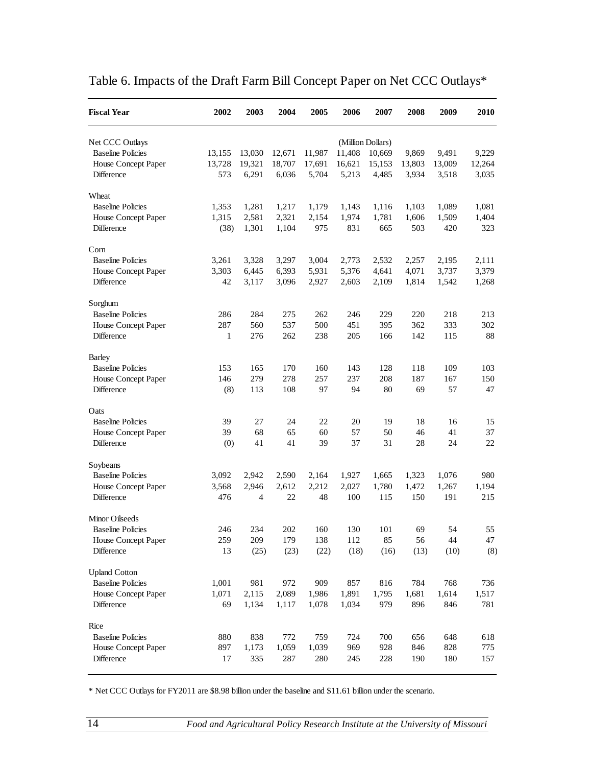# Table 6. Impacts of the Draft Farm Bill Concept Paper on Net CCC Outlays*

| Fiscal Year | 2002 | 2003 | 2004 | 2005 | 2006 | 2007 | 2008 | 2009 | 2010 |
|---|---|---|---|---|---|---|---|---|---|
| Net CCC Outlays | | | | | (Million Dollars) | | | | |
| Baseline Policies | 13,155 | 13,030 | 12,671 | 11,987 | 11,408 | 10,669 | 9,869 | 9,491 | 9,229 |
| House Concept Paper | 13,728 | 19,321 | 18,707 | 17,691 | 16,621 | 15,153 | 13,803 | 13,009 | 12,264 |
| Difference | 573 | 6,291 | 6,036 | 5,704 | 5,213 | 4,485 | 3,934 | 3,518 | 3,035 |
| Wheat | | | | | | | | | |
| Baseline Policies | 1,353 | 1,281 | 1,217 | 1,179 | 1,143 | 1,116 | 1,103 | 1,089 | 1,081 |
| House Concept Paper | 1,315 | 2,581 | 2,321 | 2,154 | 1,974 | 1,781 | 1,606 | 1,509 | 1,404 |
| Difference | (38) | 1,301 | 1,104 | 975 | 831 | 665 | 503 | 420 | 323 |
| Corn | | | | | | | | | |
| Baseline Policies | 3,261 | 3,328 | 3,297 | 3,004 | 2,773 | 2,532 | 2,257 | 2,195 | 2,111 |
| House Concept Paper | 3,303 | 6,445 | 6,393 | 5,931 | 5,376 | 4,641 | 4,071 | 3,737 | 3,379 |
| Difference | 42 | 3,117 | 3,096 | 2,927 | 2,603 | 2,109 | 1,814 | 1,542 | 1,268 |
| Sorghum | | | | | | | | | |
| Baseline Policies | 286 | 284 | 275 | 262 | 246 | 229 | 220 | 218 | 213 |
| House Concept Paper | 287 | 560 | 537 | 500 | 451 | 395 | 362 | 333 | 302 |
| Difference | 1 | 276 | 262 | 238 | 205 | 166 | 142 | 115 | 88 |
| Barley | | | | | | | | | |
| Baseline Policies | 153 | 165 | 170 | 160 | 143 | 128 | 118 | 109 | 103 |
| House Concept Paper | 146 | 279 | 278 | 257 | 237 | 208 | 187 | 167 | 150 |
| Difference | (8) | 113 | 108 | 97 | 94 | 80 | 69 | 57 | 47 |
| Oats | | | | | | | | | |
| Baseline Policies | 39 | 27 | 24 | 22 | 20 | 19 | 18 | 16 | 15 |
| House Concept Paper | 39 | 68 | 65 | 60 | 57 | 50 | 46 | 41 | 37 |
| Difference | (0) | 41 | 41 | 39 | 37 | 31 | 28 | 24 | 22 |
| Soybeans | | | | | | | | | |
| Baseline Policies | 3,092 | 2,942 | 2,590 | 2,164 | 1,927 | 1,665 | 1,323 | 1,076 | 980 |
| House Concept Paper | 3,568 | 2,946 | 2,612 | 2,212 | 2,027 | 1,780 | 1,472 | 1,267 | 1,194 |
| Difference | 476 | 4 | 22 | 48 | 100 | 115 | 150 | 191 | 215 |
| Minor Oilseeds | | | | | | | | | |
| Baseline Policies | 246 | 234 | 202 | 160 | 130 | 101 | 69 | 54 | 55 |
| House Concept Paper | 259 | 209 | 179 | 138 | 112 | 85 | 56 | 44 | 47 |
| Difference | 13 | (25) | (23) | (22) | (18) | (16) | (13) | (10) | (8) |
| Upland Cotton | | | | | | | | | |
| Baseline Policies | 1,001 | 981 | 972 | 909 | 857 | 816 | 784 | 768 | 736 |
| House Concept Paper | 1,071 | 2,115 | 2,089 | 1,986 | 1,891 | 1,795 | 1,681 | 1,614 | 1,517 |
| Difference | 69 | 1,134 | 1,117 | 1,078 | 1,034 | 979 | 896 | 846 | 781 |
| Rice | | | | | | | | | |
| Baseline Policies | 880 | 838 | 772 | 759 | 724 | 700 | 656 | 648 | 618 |
| House Concept Paper | 897 | 1,173 | 1,059 | 1,039 | 969 | 928 | 846 | 828 | 775 |
| Difference | 17 | 335 | 287 | 280 | 245 | 228 | 190 | 180 | 157 |

* Net CCC Outlays for FY2011 are $8.98 billion under the baseline and $11.61 billion under the scenario.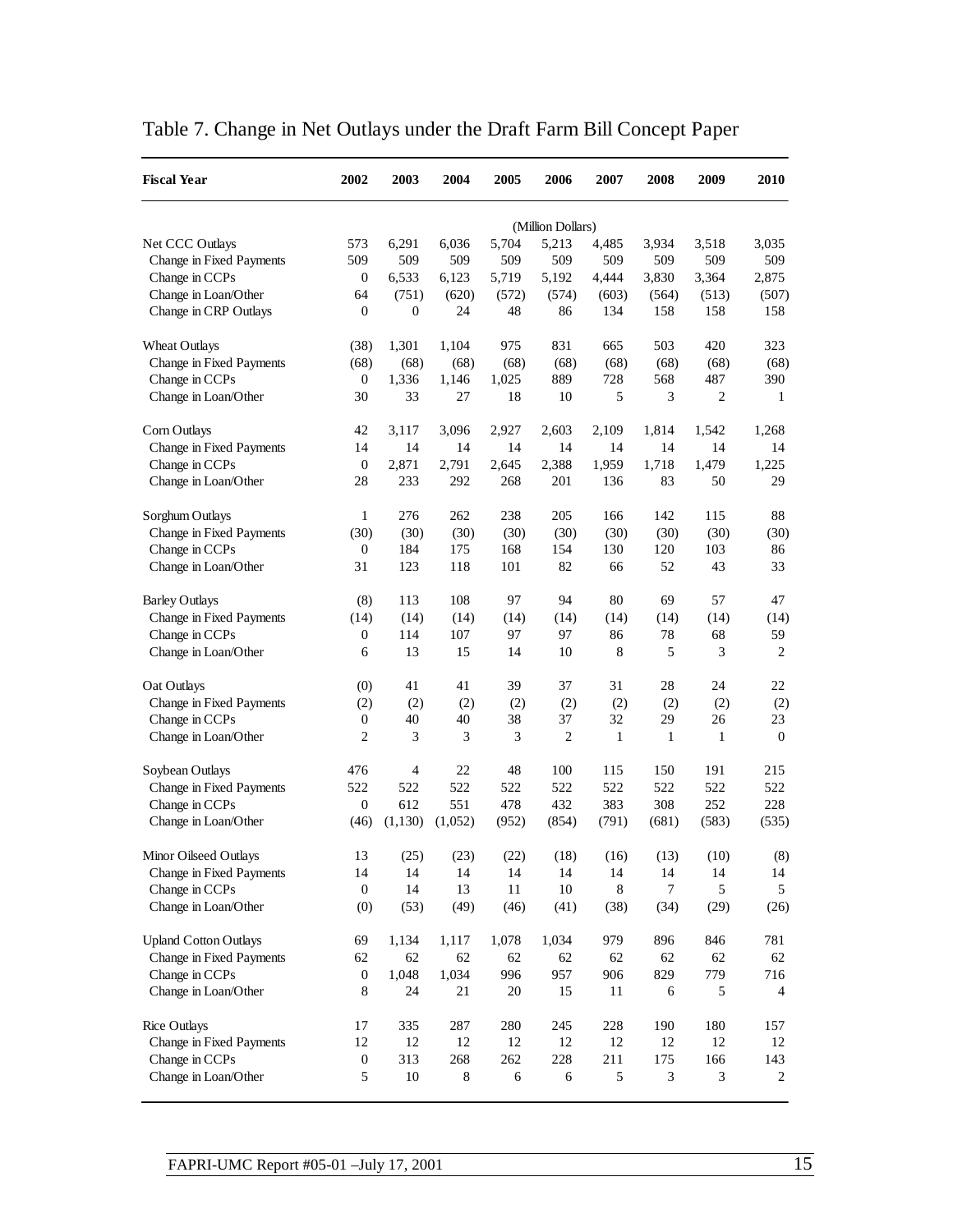# Table 7. Change in Net Outlays under the Draft Farm Bill Concept Paper

| Fiscal Year | 2002 | 2003 | 2004 | 2005 | 2006 | 2007 | 2008 | 2009 | 2010 |
|---|---|---|---|---|---|---|---|---|---|
| | | | | | (Million Dollars) | | | | |
| Net CCC Outlays | 573 | 6,291 | 6,036 | 5,704 | 5,213 | 4,485 | 3,934 | 3,518 | 3,035 |
| Change in Fixed Payments | 509 | 509 | 509 | 509 | 509 | 509 | 509 | 509 | 509 |
| Change in CCPs | 0 | 6,533 | 6,123 | 5,719 | 5,192 | 4,444 | 3,830 | 3,364 | 2,875 |
| Change in Loan/Other | 64 | (751) | (620) | (572) | (574) | (603) | (564) | (513) | (507) |
| Change in CRP Outlays | 0 | 0 | 24 | 48 | 86 | 134 | 158 | 158 | 158 |
| Wheat Outlays | (38) | 1,301 | 1,104 | 975 | 831 | 665 | 503 | 420 | 323 |
| Change in Fixed Payments | (68) | (68) | (68) | (68) | (68) | (68) | (68) | (68) | (68) |
| Change in CCPs | 0 | 1,336 | 1,146 | 1,025 | 889 | 728 | 568 | 487 | 390 |
| Change in Loan/Other | 30 | 33 | 27 | 18 | 10 | 5 | 3 | 2 | 1 |
| Corn Outlays | 42 | 3,117 | 3,096 | 2,927 | 2,603 | 2,109 | 1,814 | 1,542 | 1,268 |
| Change in Fixed Payments | 14 | 14 | 14 | 14 | 14 | 14 | 14 | 14 | 14 |
| Change in CCPs | 0 | 2,871 | 2,791 | 2,645 | 2,388 | 1,959 | 1,718 | 1,479 | 1,225 |
| Change in Loan/Other | 28 | 233 | 292 | 268 | 201 | 136 | 83 | 50 | 29 |
| Sorghum Outlays | 1 | 276 | 262 | 238 | 205 | 166 | 142 | 115 | 88 |
| Change in Fixed Payments | (30) | (30) | (30) | (30) | (30) | (30) | (30) | (30) | (30) |
| Change in CCPs | 0 | 184 | 175 | 168 | 154 | 130 | 120 | 103 | 86 |
| Change in Loan/Other | 31 | 123 | 118 | 101 | 82 | 66 | 52 | 43 | 33 |
| Barley Outlays | (8) | 113 | 108 | 97 | 94 | 80 | 69 | 57 | 47 |
| Change in Fixed Payments | (14) | (14) | (14) | (14) | (14) | (14) | (14) | (14) | (14) |
| Change in CCPs | 0 | 114 | 107 | 97 | 97 | 86 | 78 | 68 | 59 |
| Change in Loan/Other | 6 | 13 | 15 | 14 | 10 | 8 | 5 | 3 | 2 |
| Oat Outlays | (0) | 41 | 41 | 39 | 37 | 31 | 28 | 24 | 22 |
| Change in Fixed Payments | (2) | (2) | (2) | (2) | (2) | (2) | (2) | (2) | (2) |
| Change in CCPs | 0 | 40 | 40 | 38 | 37 | 32 | 29 | 26 | 23 |
| Change in Loan/Other | 2 | 3 | 3 | 3 | 2 | 1 | 1 | 1 | 0 |
| Soybean Outlays | 476 | 4 | 22 | 48 | 100 | 115 | 150 | 191 | 215 |
| Change in Fixed Payments | 522 | 522 | 522 | 522 | 522 | 522 | 522 | 522 | 522 |
| Change in CCPs | 0 | 612 | 551 | 478 | 432 | 383 | 308 | 252 | 228 |
| Change in Loan/Other | (46) | (1,130) | (1,052) | (952) | (854) | (791) | (681) | (583) | (535) |
| Minor Oilseed Outlays | 13 | (25) | (23) | (22) | (18) | (16) | (13) | (10) | (8) |
| Change in Fixed Payments | 14 | 14 | 14 | 14 | 14 | 14 | 14 | 14 | 14 |
| Change in CCPs | 0 | 14 | 13 | 11 | 10 | 8 | 7 | 5 | 5 |
| Change in Loan/Other | (0) | (53) | (49) | (46) | (41) | (38) | (34) | (29) | (26) |
| Upland Cotton Outlays | 69 | 1,134 | 1,117 | 1,078 | 1,034 | 979 | 896 | 846 | 781 |
| Change in Fixed Payments | 62 | 62 | 62 | 62 | 62 | 62 | 62 | 62 | 62 |
| Change in CCPs | 0 | 1,048 | 1,034 | 996 | 957 | 906 | 829 | 779 | 716 |
| Change in Loan/Other | 8 | 24 | 21 | 20 | 15 | 11 | 6 | 5 | 4 |
| Rice Outlays | 17 | 335 | 287 | 280 | 245 | 228 | 190 | 180 | 157 |
| Change in Fixed Payments | 12 | 12 | 12 | 12 | 12 | 12 | 12 | 12 | 12 |
| Change in CCPs | 0 | 313 | 268 | 262 | 228 | 211 | 175 | 166 | 143 |
| Change in Loan/Other | 5 | 10 | 8 | 6 | 6 | 5 | 3 | 3 | 2 |